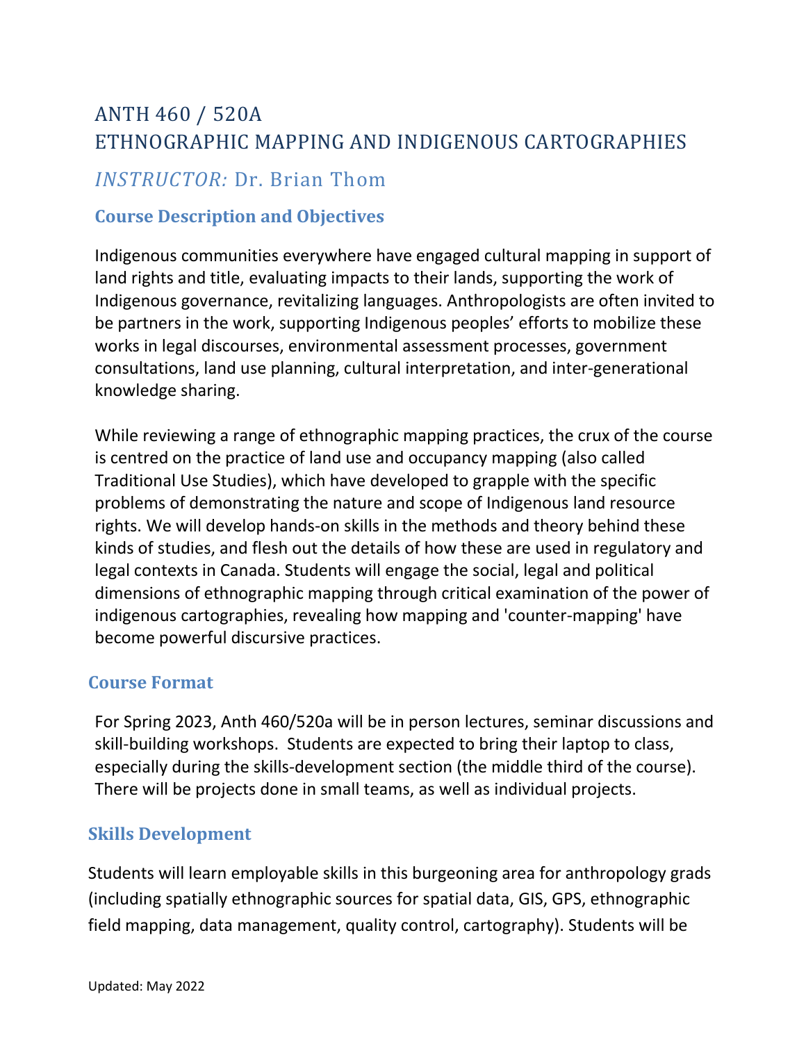# ANTH 460 / 520A
# ETHNOGRAPHIC MAPPING AND INDIGENOUS CARTOGRAPHIES

## *INSTRUCTOR:* Dr. Brian Thom

### Course Description and Objectives

Indigenous communities everywhere have engaged cultural mapping in support of land rights and title, evaluating impacts to their lands, supporting the work of Indigenous governance, revitalizing languages. Anthropologists are often invited to be partners in the work, supporting Indigenous peoples' efforts to mobilize these works in legal discourses, environmental assessment processes, government consultations, land use planning, cultural interpretation, and inter-generational knowledge sharing.

While reviewing a range of ethnographic mapping practices, the crux of the course is centred on the practice of land use and occupancy mapping (also called Traditional Use Studies), which have developed to grapple with the specific problems of demonstrating the nature and scope of Indigenous land resource rights. We will develop hands-on skills in the methods and theory behind these kinds of studies, and flesh out the details of how these are used in regulatory and legal contexts in Canada. Students will engage the social, legal and political dimensions of ethnographic mapping through critical examination of the power of indigenous cartographies, revealing how mapping and 'counter-mapping' have become powerful discursive practices.

### Course Format

For Spring 2023, Anth 460/520a will be in person lectures, seminar discussions and skill-building workshops. Students are expected to bring their laptop to class, especially during the skills-development section (the middle third of the course). There will be projects done in small teams, as well as individual projects.

### Skills Development

Students will learn employable skills in this burgeoning area for anthropology grads (including spatially ethnographic sources for spatial data, GIS, GPS, ethnographic field mapping, data management, quality control, cartography). Students will be

Updated: May 2022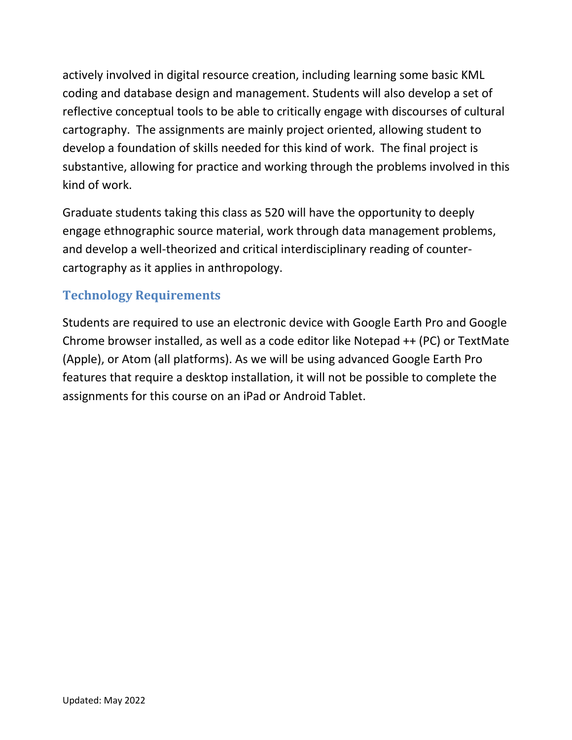actively involved in digital resource creation, including learning some basic KML coding and database design and management. Students will also develop a set of reflective conceptual tools to be able to critically engage with discourses of cultural cartography. The assignments are mainly project oriented, allowing student to develop a foundation of skills needed for this kind of work. The final project is substantive, allowing for practice and working through the problems involved in this kind of work.

Graduate students taking this class as 520 will have the opportunity to deeply engage ethnographic source material, work through data management problems, and develop a well-theorized and critical interdisciplinary reading of counter-cartography as it applies in anthropology.

## Technology Requirements

Students are required to use an electronic device with Google Earth Pro and Google Chrome browser installed, as well as a code editor like Notepad ++ (PC) or TextMate (Apple), or Atom (all platforms). As we will be using advanced Google Earth Pro features that require a desktop installation, it will not be possible to complete the assignments for this course on an iPad or Android Tablet.

Updated: May 2022